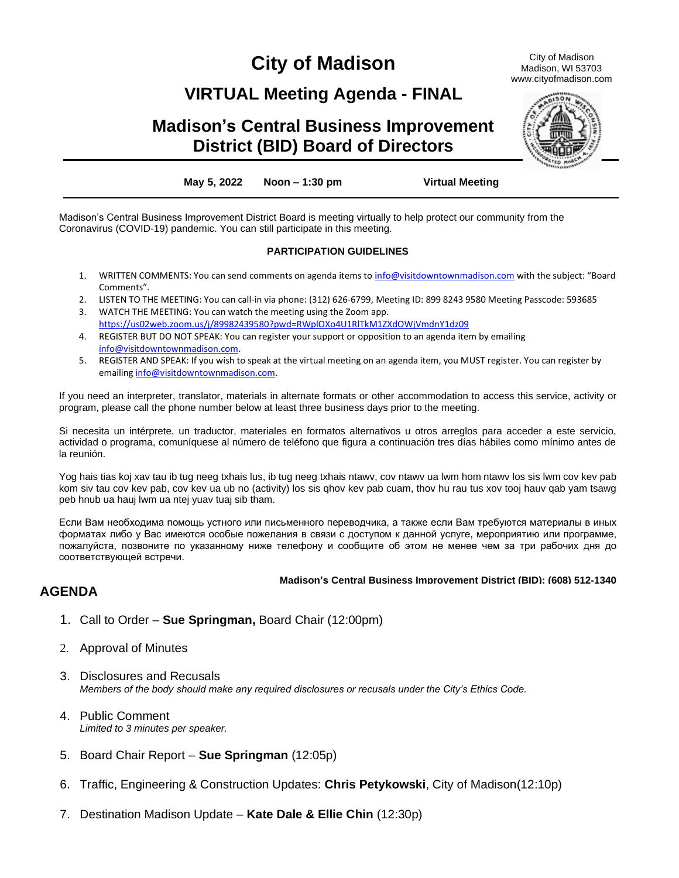# City of Madison

City of Madison
Madison, WI 53703
www.cityofmadison.com

## VIRTUAL Meeting Agenda - FINAL

## Madison's Central Business Improvement District (BID) Board of Directors

**May 5, 2022** **Noon – 1:30 pm** **Virtual Meeting**

Madison's Central Business Improvement District Board is meeting virtually to help protect our community from the Coronavirus (COVID-19) pandemic. You can still participate in this meeting.

**PARTICIPATION GUIDELINES**

1. WRITTEN COMMENTS: You can send comments on agenda items to info@visitdowntownmadison.com with the subject: "Board Comments".
2. LISTEN TO THE MEETING: You can call-in via phone: (312) 626-6799, Meeting ID: 899 8243 9580 Meeting Passcode: 593685
3. WATCH THE MEETING: You can watch the meeting using the Zoom app. https://us02web.zoom.us/j/89982439580?pwd=RWplOXo4U1RlTkM1ZXdOWjVmdnY1dz09
4. REGISTER BUT DO NOT SPEAK: You can register your support or opposition to an agenda item by emailing info@visitdowntownmadison.com.
5. REGISTER AND SPEAK: If you wish to speak at the virtual meeting on an agenda item, you MUST register. You can register by emailing info@visitdowntownmadison.com.

If you need an interpreter, translator, materials in alternate formats or other accommodation to access this service, activity or program, please call the phone number below at least three business days prior to the meeting.

Si necesita un intérprete, un traductor, materiales en formatos alternativos u otros arreglos para acceder a este servicio, actividad o programa, comuníquese al número de teléfono que figura a continuación tres días hábiles como mínimo antes de la reunión.

Yog hais tias koj xav tau ib tug neeg txhais lus, ib tug neeg txhais ntawv, cov ntawv ua lwm hom ntawv los sis lwm cov kev pab kom siv tau cov kev pab, cov kev ua ub no (activity) los sis qhov kev pab cuam, thov hu rau tus xov tooj hauv qab yam tsawg peb hnub ua hauj lwm ua ntej yuav tuaj sib tham.

Если Вам необходима помощь устного или письменного переводчика, а также если Вам требуются материалы в иных форматах либо у Вас имеются особые пожелания в связи с доступом к данной услуге, мероприятию или программе, пожалуйста, позвоните по указанному ниже телефону и сообщите об этом не менее чем за три рабочих дня до соответствующей встречи.

**Madison's Central Business Improvement District (BID): (608) 512-1340**

## AGENDA

1. Call to Order – **Sue Springman,** Board Chair (12:00pm)

2. Approval of Minutes

3. Disclosures and Recusals
   *Members of the body should make any required disclosures or recusals under the City's Ethics Code.*

4. Public Comment
   *Limited to 3 minutes per speaker.*

5. Board Chair Report – **Sue Springman** (12:05p)

6. Traffic, Engineering & Construction Updates: **Chris Petykowski**, City of Madison(12:10p)

7. Destination Madison Update – **Kate Dale & Ellie Chin** (12:30p)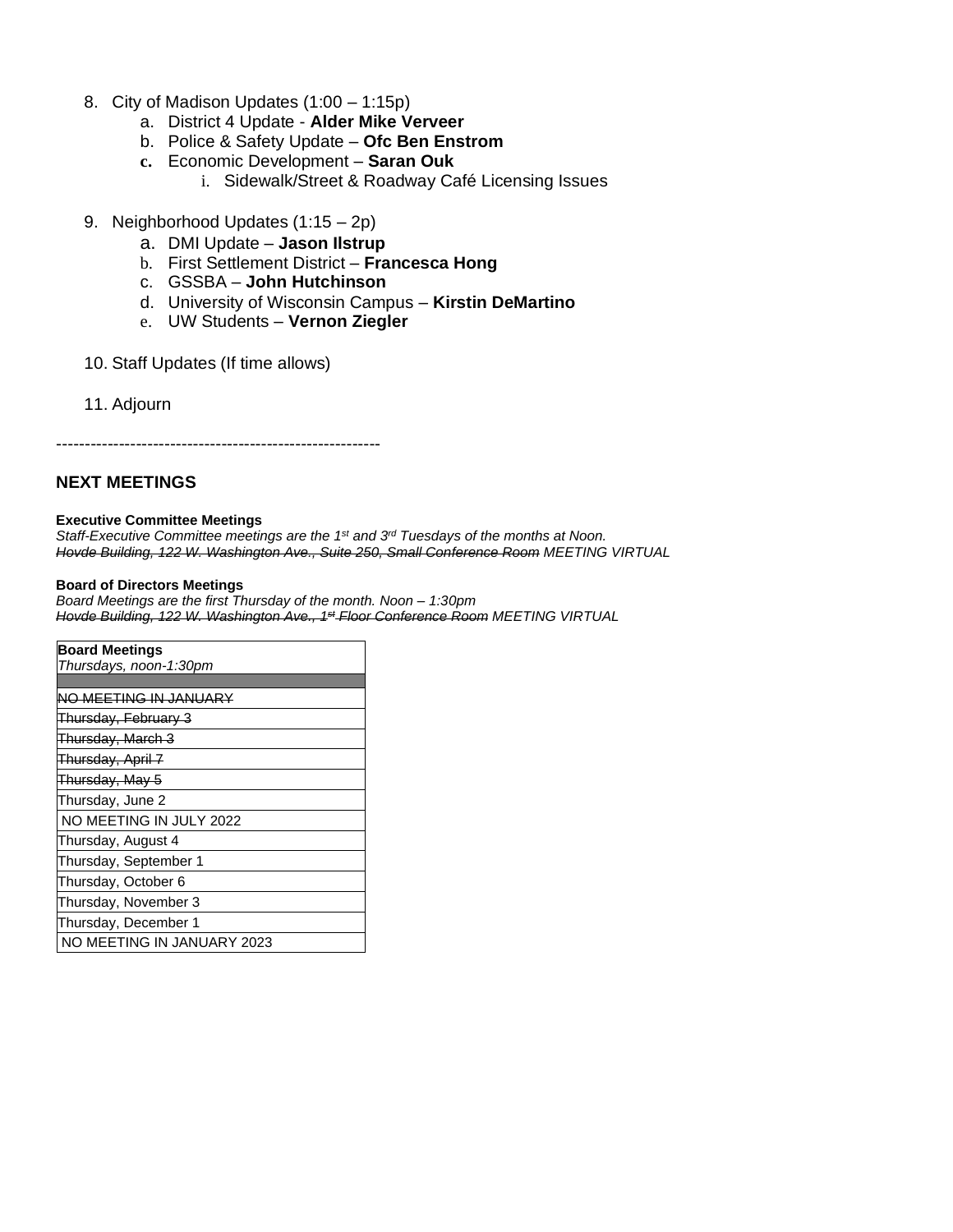8. City of Madison Updates (1:00 – 1:15p)
    a. District 4 Update - **Alder Mike Verveer**
    b. Police & Safety Update – **Ofc Ben Enstrom**
    c. Economic Development – **Saran Ouk**
        i. Sidewalk/Street & Roadway Café Licensing Issues

9. Neighborhood Updates (1:15 – 2p)
    a. DMI Update – **Jason Ilstrup**
    b. First Settlement District – **Francesca Hong**
    c. GSSBA – **John Hutchinson**
    d. University of Wisconsin Campus – **Kirstin DeMartino**
    e. UW Students – **Vernon Ziegler**

10. Staff Updates (If time allows)

11. Adjourn

---------------------------------------------------------

## NEXT MEETINGS

**Executive Committee Meetings**
*Staff-Executive Committee meetings are the 1st and 3rd Tuesdays of the months at Noon.*
*~~Hovde Building, 122 W. Washington Ave., Suite 250, Small Conference Room~~ MEETING VIRTUAL*

**Board of Directors Meetings**
*Board Meetings are the first Thursday of the month. Noon – 1:30pm*
*~~Hovde Building, 122 W. Washington Ave., 1st Floor Conference Room~~ MEETING VIRTUAL*

| **Board Meetings** *Thursdays, noon-1:30pm* |
|---|
| ~~NO MEETING IN JANUARY~~ |
| ~~Thursday, February 3~~ |
| ~~Thursday, March 3~~ |
| ~~Thursday, April 7~~ |
| ~~Thursday, May 5~~ |
| Thursday, June 2 |
| NO MEETING IN JULY 2022 |
| Thursday, August 4 |
| Thursday, September 1 |
| Thursday, October 6 |
| Thursday, November 3 |
| Thursday, December 1 |
| NO MEETING IN JANUARY 2023 |